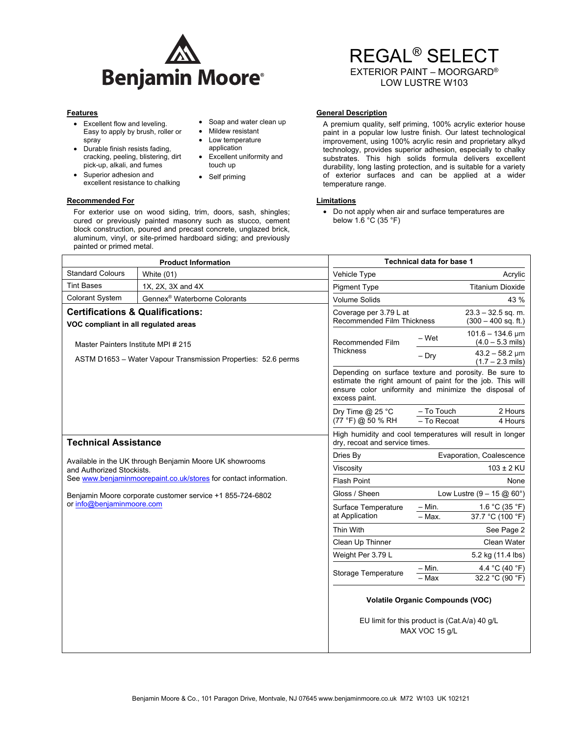# Benjamin Moore

# REGAL® SELECT

EXTERIOR PAINT – MOORGARD®
LOW LUSTRE W103

## Features

- Excellent flow and leveling. Easy to apply by brush, roller or spray
- Durable finish resists fading, cracking, peeling, blistering, dirt pick-up, alkali, and fumes
- Superior adhesion and excellent resistance to chalking
- Soap and water clean up
- Mildew resistant
- Low temperature application
- Excellent uniformity and touch up
- Self priming

## Recommended For

For exterior use on wood siding, trim, doors, sash, shingles; cured or previously painted masonry such as stucco, cement block construction, poured and precast concrete, unglazed brick, aluminum, vinyl, or site-primed hardboard siding; and previously painted or primed metal.

## General Description

A premium quality, self priming, 100% acrylic exterior house paint in a popular low lustre finish. Our latest technological improvement, using 100% acrylic resin and proprietary alkyd technology, provides superior adhesion, especially to chalky substrates. This high solids formula delivers excellent durability, long lasting protection, and is suitable for a variety of exterior surfaces and can be applied at a wider temperature range.

## Limitations

- Do not apply when air and surface temperatures are below 1.6 °C (35 °F)

| Product Information | |
|---|---|
| Standard Colours | White (01) |
| Tint Bases | 1X, 2X, 3X and 4X |
| Colorant System | Gennex® Waterborne Colorants |

## Certifications & Qualifications:

**VOC compliant in all regulated areas**

Master Painters Institute MPI # 215

ASTM D1653 – Water Vapour Transmission Properties: 52.6 perms

## Technical Assistance

Available in the UK through Benjamin Moore UK showrooms and Authorized Stockists.
See www.benjaminmoorepaint.co.uk/stores for contact information.

Benjamin Moore corporate customer service +1 855-724-6802 or info@benjaminmoore.com

| Technical data for base 1 | | |
|---|---|---|
| Vehicle Type | | Acrylic |
| Pigment Type | | Titanium Dioxide |
| Volume Solids | | 43 % |
| Coverage per 3.79 L at Recommended Film Thickness | | 23.3 – 32.5 sq. m. (300 – 400 sq. ft.) |
| Recommended Film Thickness | – Wet | 101.6 – 134.6 µm (4.0 – 5.3 mils) |
| | – Dry | 43.2 – 58.2 µm (1.7 – 2.3 mils) |
| Depending on surface texture and porosity. Be sure to estimate the right amount of paint for the job. This will ensure color uniformity and minimize the disposal of excess paint. | | |
| Dry Time @ 25 °C (77 °F) @ 50 % RH | – To Touch | 2 Hours |
| | – To Recoat | 4 Hours |
| High humidity and cool temperatures will result in longer dry, recoat and service times. | | |
| Dries By | | Evaporation, Coalescence |
| Viscosity | | 103 ± 2 KU |
| Flash Point | | None |
| Gloss / Sheen | | Low Lustre (9 – 15 @ 60°) |
| Surface Temperature at Application | – Min. | 1.6 °C (35 °F) |
| | – Max. | 37.7 °C (100 °F) |
| Thin With | | See Page 2 |
| Clean Up Thinner | | Clean Water |
| Weight Per 3.79 L | | 5.2 kg (11.4 lbs) |
| Storage Temperature | – Min. | 4.4 °C (40 °F) |
| | – Max | 32.2 °C (90 °F) |

**Volatile Organic Compounds (VOC)**

EU limit for this product is (Cat.A/a) 40 g/L
MAX VOC 15 g/L

Benjamin Moore & Co., 101 Paragon Drive, Montvale, NJ 07645 www.benjaminmoore.co.uk M72 W103 UK 102121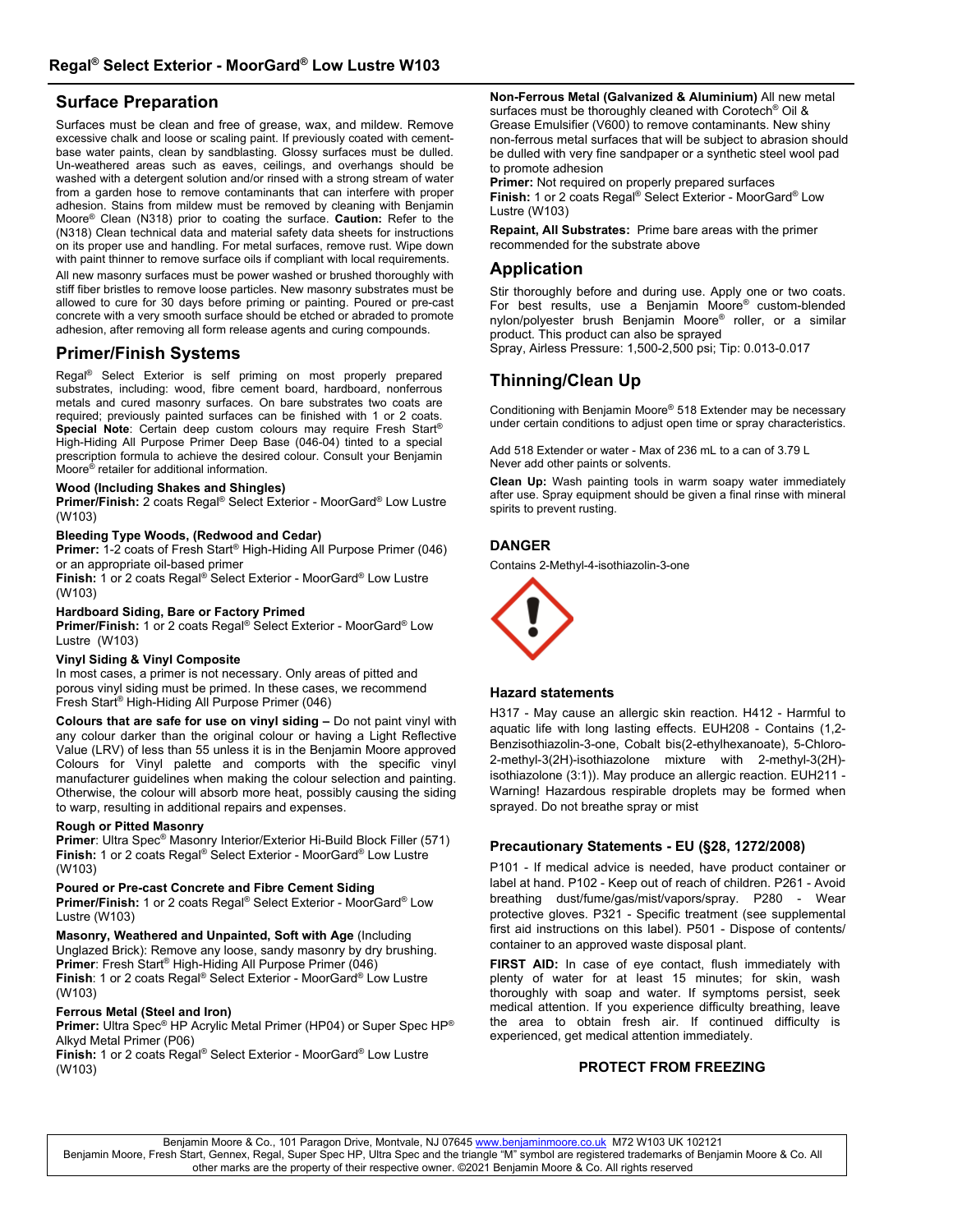# Regal® Select Exterior - MoorGard® Low Lustre W103

## Surface Preparation

Surfaces must be clean and free of grease, wax, and mildew. Remove excessive chalk and loose or scaling paint. If previously coated with cement-base water paints, clean by sandblasting. Glossy surfaces must be dulled. Un-weathered areas such as eaves, ceilings, and overhangs should be washed with a detergent solution and/or rinsed with a strong stream of water from a garden hose to remove contaminants that can interfere with proper adhesion. Stains from mildew must be removed by cleaning with Benjamin Moore® Clean (N318) prior to coating the surface. **Caution:** Refer to the (N318) Clean technical data and material safety data sheets for instructions on its proper use and handling. For metal surfaces, remove rust. Wipe down with paint thinner to remove surface oils if compliant with local requirements.

All new masonry surfaces must be power washed or brushed thoroughly with stiff fiber bristles to remove loose particles. New masonry substrates must be allowed to cure for 30 days before priming or painting. Poured or pre-cast concrete with a very smooth surface should be etched or abraded to promote adhesion, after removing all form release agents and curing compounds.

## Primer/Finish Systems

Regal® Select Exterior is self priming on most properly prepared substrates, including: wood, fibre cement board, hardboard, nonferrous metals and cured masonry surfaces. On bare substrates two coats are required; previously painted surfaces can be finished with 1 or 2 coats. **Special Note**: Certain deep custom colours may require Fresh Start® High-Hiding All Purpose Primer Deep Base (046-04) tinted to a special prescription formula to achieve the desired colour. Consult your Benjamin Moore® retailer for additional information.

**Wood (Including Shakes and Shingles)**
**Primer/Finish:** 2 coats Regal® Select Exterior - MoorGard® Low Lustre (W103)

**Bleeding Type Woods, (Redwood and Cedar)**
**Primer:** 1-2 coats of Fresh Start® High-Hiding All Purpose Primer (046) or an appropriate oil-based primer
**Finish:** 1 or 2 coats Regal® Select Exterior - MoorGard® Low Lustre (W103)

**Hardboard Siding, Bare or Factory Primed**
**Primer/Finish:** 1 or 2 coats Regal® Select Exterior - MoorGard® Low Lustre (W103)

**Vinyl Siding & Vinyl Composite**
In most cases, a primer is not necessary. Only areas of pitted and porous vinyl siding must be primed. In these cases, we recommend Fresh Start® High-Hiding All Purpose Primer (046)

**Colours that are safe for use on vinyl siding –** Do not paint vinyl with any colour darker than the original colour or having a Light Reflective Value (LRV) of less than 55 unless it is in the Benjamin Moore approved Colours for Vinyl palette and comports with the specific vinyl manufacturer guidelines when making the colour selection and painting. Otherwise, the colour will absorb more heat, possibly causing the siding to warp, resulting in additional repairs and expenses.

**Rough or Pitted Masonry**
**Primer**: Ultra Spec® Masonry Interior/Exterior Hi-Build Block Filler (571)
**Finish:** 1 or 2 coats Regal® Select Exterior - MoorGard® Low Lustre (W103)

**Poured or Pre-cast Concrete and Fibre Cement Siding**
**Primer/Finish:** 1 or 2 coats Regal® Select Exterior - MoorGard® Low Lustre (W103)

**Masonry, Weathered and Unpainted, Soft with Age** (Including Unglazed Brick): Remove any loose, sandy masonry by dry brushing.
**Primer**: Fresh Start® High-Hiding All Purpose Primer (046)
**Finish**: 1 or 2 coats Regal® Select Exterior - MoorGard® Low Lustre (W103)

**Ferrous Metal (Steel and Iron)**
**Primer:** Ultra Spec® HP Acrylic Metal Primer (HP04) or Super Spec HP® Alkyd Metal Primer (P06)
**Finish:** 1 or 2 coats Regal® Select Exterior - MoorGard® Low Lustre (W103)

**Non-Ferrous Metal (Galvanized & Aluminium)** All new metal surfaces must be thoroughly cleaned with Corotech® Oil & Grease Emulsifier (V600) to remove contaminants. New shiny non-ferrous metal surfaces that will be subject to abrasion should be dulled with very fine sandpaper or a synthetic steel wool pad to promote adhesion
**Primer:** Not required on properly prepared surfaces
**Finish:** 1 or 2 coats Regal® Select Exterior - MoorGard® Low Lustre (W103)

**Repaint, All Substrates:** Prime bare areas with the primer recommended for the substrate above

## Application

Stir thoroughly before and during use. Apply one or two coats. For best results, use a Benjamin Moore® custom-blended nylon/polyester brush Benjamin Moore® roller, or a similar product. This product can also be sprayed
Spray, Airless Pressure: 1,500-2,500 psi; Tip: 0.013-0.017

## Thinning/Clean Up

Conditioning with Benjamin Moore® 518 Extender may be necessary under certain conditions to adjust open time or spray characteristics.

Add 518 Extender or water - Max of 236 mL to a can of 3.79 L
Never add other paints or solvents.

**Clean Up:** Wash painting tools in warm soapy water immediately after use. Spray equipment should be given a final rinse with mineral spirits to prevent rusting.

### DANGER

Contains 2-Methyl-4-isothiazolin-3-one

### Hazard statements

H317 - May cause an allergic skin reaction. H412 - Harmful to aquatic life with long lasting effects. EUH208 - Contains (1,2-Benzisothiazolin-3-one, Cobalt bis(2-ethylhexanoate), 5-Chloro-2-methyl-3(2H)-isothiazolone mixture with 2-methyl-3(2H)-isothiazolone (3:1)). May produce an allergic reaction. EUH211 - Warning! Hazardous respirable droplets may be formed when sprayed. Do not breathe spray or mist

### Precautionary Statements - EU (§28, 1272/2008)

P101 - If medical advice is needed, have product container or label at hand. P102 - Keep out of reach of children. P261 - Avoid breathing dust/fume/gas/mist/vapors/spray. P280 - Wear protective gloves. P321 - Specific treatment (see supplemental first aid instructions on this label). P501 - Dispose of contents/ container to an approved waste disposal plant.

**FIRST AID:** In case of eye contact, flush immediately with plenty of water for at least 15 minutes; for skin, wash thoroughly with soap and water. If symptoms persist, seek medical attention. If you experience difficulty breathing, leave the area to obtain fresh air. If continued difficulty is experienced, get medical attention immediately.

**PROTECT FROM FREEZING**

Benjamin Moore & Co., 101 Paragon Drive, Montvale, NJ 07645 www.benjaminmoore.co.uk M72 W103 UK 102121
Benjamin Moore, Fresh Start, Gennex, Regal, Super Spec HP, Ultra Spec and the triangle "M" symbol are registered trademarks of Benjamin Moore & Co. All other marks are the property of their respective owner. ©2021 Benjamin Moore & Co. All rights reserved